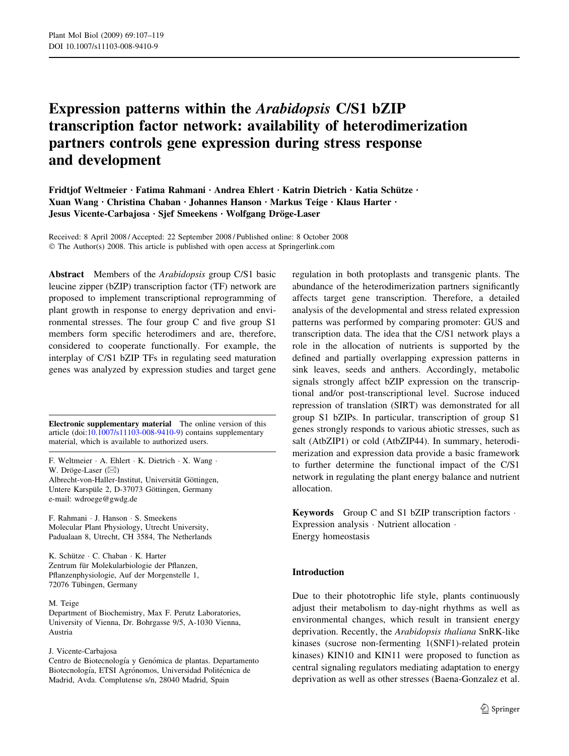# Expression patterns within the *Arabidopsis* C/S1 bZIP transcription factor network: availability of heterodimerization partners controls gene expression during stress response and development

**Fridtjof Weltmeier · Fatima Rahmani · Andrea Ehlert · Katrin Dietrich · Katia Schütze · Xuan Wang · Christina Chaban · Johannes Hanson · Markus Teige · Klaus Harter · Jesus Vicente-Carbajosa · Sjef Smeekens · Wolfgang Dröge-Laser**

Received: 8 April 2008 / Accepted: 22 September 2008 / Published online: 8 October 2008
© The Author(s) 2008. This article is published with open access at Springerlink.com

**Abstract** Members of the *Arabidopsis* group C/S1 basic leucine zipper (bZIP) transcription factor (TF) network are proposed to implement transcriptional reprogramming of plant growth in response to energy deprivation and environmental stresses. The four group C and five group S1 members form specific heterodimers and are, therefore, considered to cooperate functionally. For example, the interplay of C/S1 bZIP TFs in regulating seed maturation genes was analyzed by expression studies and target gene regulation in both protoplasts and transgenic plants. The abundance of the heterodimerization partners significantly affects target gene transcription. Therefore, a detailed analysis of the developmental and stress related expression patterns was performed by comparing promoter: GUS and transcription data. The idea that the C/S1 network plays a role in the allocation of nutrients is supported by the defined and partially overlapping expression patterns in sink leaves, seeds and anthers. Accordingly, metabolic signals strongly affect bZIP expression on the transcriptional and/or post-transcriptional level. Sucrose induced repression of translation (SIRT) was demonstrated for all group S1 bZIPs. In particular, transcription of group S1 genes strongly responds to various abiotic stresses, such as salt (AtbZIP1) or cold (AtbZIP44). In summary, heterodimerization and expression data provide a basic framework to further determine the functional impact of the C/S1 network in regulating the plant energy balance and nutrient allocation.

**Keywords** Group C and S1 bZIP transcription factors · Expression analysis · Nutrient allocation · Energy homeostasis

**Electronic supplementary material** The online version of this article (doi:10.1007/s11103-008-9410-9) contains supplementary material, which is available to authorized users.

F. Weltmeier · A. Ehlert · K. Dietrich · X. Wang · W. Dröge-Laser (✉)
Albrecht-von-Haller-Institut, Universität Göttingen, Untere Karspüle 2, D-37073 Göttingen, Germany
e-mail: wdroege@gwdg.de

F. Rahmani · J. Hanson · S. Smeekens
Molecular Plant Physiology, Utrecht University, Padualaan 8, Utrecht, CH 3584, The Netherlands

K. Schütze · C. Chaban · K. Harter
Zentrum für Molekularbiologie der Pflanzen, Pflanzenphysiologie, Auf der Morgenstelle 1, 72076 Tübingen, Germany

M. Teige
Department of Biochemistry, Max F. Perutz Laboratories, University of Vienna, Dr. Bohrgasse 9/5, A-1030 Vienna, Austria

J. Vicente-Carbajosa
Centro de Biotecnología y Genómica de plantas. Departamento Biotecnología, ETSI Agrónomos, Universidad Politécnica de Madrid, Avda. Complutense s/n, 28040 Madrid, Spain

## Introduction

Due to their phototrophic life style, plants continuously adjust their metabolism to day-night rhythms as well as environmental changes, which result in transient energy deprivation. Recently, the *Arabidopsis thaliana* SnRK-like kinases (sucrose non-fermenting 1(SNF1)-related protein kinases) KIN10 and KIN11 were proposed to function as central signaling regulators mediating adaptation to energy deprivation as well as other stresses (Baena-Gonzalez et al.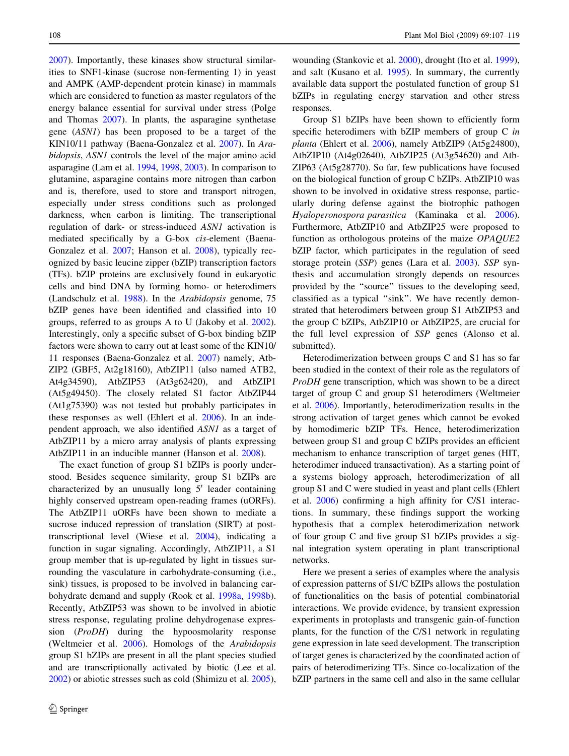2007). Importantly, these kinases show structural similarities to SNF1-kinase (sucrose non-fermenting 1) in yeast and AMPK (AMP-dependent protein kinase) in mammals which are considered to function as master regulators of the energy balance essential for survival under stress (Polge and Thomas 2007). In plants, the asparagine synthetase gene (*ASN1*) has been proposed to be a target of the KIN10/11 pathway (Baena-Gonzalez et al. 2007). In *Arabidopsis*, *ASN1* controls the level of the major amino acid asparagine (Lam et al. 1994, 1998, 2003). In comparison to glutamine, asparagine contains more nitrogen than carbon and is, therefore, used to store and transport nitrogen, especially under stress conditions such as prolonged darkness, when carbon is limiting. The transcriptional regulation of dark- or stress-induced *ASN1* activation is mediated specifically by a G-box *cis*-element (Baena-Gonzalez et al. 2007; Hanson et al. 2008), typically recognized by basic leucine zipper (bZIP) transcription factors (TFs). bZIP proteins are exclusively found in eukaryotic cells and bind DNA by forming homo- or heterodimers (Landschulz et al. 1988). In the *Arabidopsis* genome, 75 bZIP genes have been identified and classified into 10 groups, referred to as groups A to U (Jakoby et al. 2002). Interestingly, only a specific subset of G-box binding bZIP factors were shown to carry out at least some of the KIN10/11 responses (Baena-Gonzalez et al. 2007) namely, AtbZIP2 (GBF5, At2g18160), AtbZIP11 (also named ATB2, At4g34590), AtbZIP53 (At3g62420), and AtbZIP1 (At5g49450). The closely related S1 factor AtbZIP44 (At1g75390) was not tested but probably participates in these responses as well (Ehlert et al. 2006). In an independent approach, we also identified *ASN1* as a target of AtbZIP11 by a micro array analysis of plants expressing AtbZIP11 in an inducible manner (Hanson et al. 2008).

The exact function of group S1 bZIPs is poorly understood. Besides sequence similarity, group S1 bZIPs are characterized by an unusually long 5′ leader containing highly conserved upstream open-reading frames (uORFs). The AtbZIP11 uORFs have been shown to mediate a sucrose induced repression of translation (SIRT) at post-transcriptional level (Wiese et al. 2004), indicating a function in sugar signaling. Accordingly, AtbZIP11, a S1 group member that is up-regulated by light in tissues surrounding the vasculature in carbohydrate-consuming (i.e., sink) tissues, is proposed to be involved in balancing carbohydrate demand and supply (Rook et al. 1998a, 1998b). Recently, AtbZIP53 was shown to be involved in abiotic stress response, regulating proline dehydrogenase expression (*ProDH*) during the hypoosmolarity response (Weltmeier et al. 2006). Homologs of the *Arabidopsis* group S1 bZIPs are present in all the plant species studied and are transcriptionally activated by biotic (Lee et al. 2002) or abiotic stresses such as cold (Shimizu et al. 2005), wounding (Stankovic et al. 2000), drought (Ito et al. 1999), and salt (Kusano et al. 1995). In summary, the currently available data support the postulated function of group S1 bZIPs in regulating energy starvation and other stress responses.

Group S1 bZIPs have been shown to efficiently form specific heterodimers with bZIP members of group C *in planta* (Ehlert et al. 2006), namely AtbZIP9 (At5g24800), AtbZIP10 (At4g02640), AtbZIP25 (At3g54620) and AtbZIP63 (At5g28770). So far, few publications have focused on the biological function of group C bZIPs. AtbZIP10 was shown to be involved in oxidative stress response, particularly during defense against the biotrophic pathogen *Hyaloperonospora parasitica* (Kaminaka et al. 2006). Furthermore, AtbZIP10 and AtbZIP25 were proposed to function as orthologous proteins of the maize *OPAQUE2* bZIP factor, which participates in the regulation of seed storage protein (*SSP*) genes (Lara et al. 2003). *SSP* synthesis and accumulation strongly depends on resources provided by the "source" tissues to the developing seed, classified as a typical "sink". We have recently demonstrated that heterodimers between group S1 AtbZIP53 and the group C bZIPs, AtbZIP10 or AtbZIP25, are crucial for the full level expression of *SSP* genes (Alonso et al. submitted).

Heterodimerization between groups C and S1 has so far been studied in the context of their role as the regulators of *ProDH* gene transcription, which was shown to be a direct target of group C and group S1 heterodimers (Weltmeier et al. 2006). Importantly, heterodimerization results in the strong activation of target genes which cannot be evoked by homodimeric bZIP TFs. Hence, heterodimerization between group S1 and group C bZIPs provides an efficient mechanism to enhance transcription of target genes (HIT, heterodimer induced transactivation). As a starting point of a systems biology approach, heterodimerization of all group S1 and C were studied in yeast and plant cells (Ehlert et al. 2006) confirming a high affinity for C/S1 interactions. In summary, these findings support the working hypothesis that a complex heterodimerization network of four group C and five group S1 bZIPs provides a signal integration system operating in plant transcriptional networks.

Here we present a series of examples where the analysis of expression patterns of S1/C bZIPs allows the postulation of functionalities on the basis of potential combinatorial interactions. We provide evidence, by transient expression experiments in protoplasts and transgenic gain-of-function plants, for the function of the C/S1 network in regulating gene expression in late seed development. The transcription of target genes is characterized by the coordinated action of pairs of heterodimerizing TFs. Since co-localization of the bZIP partners in the same cell and also in the same cellular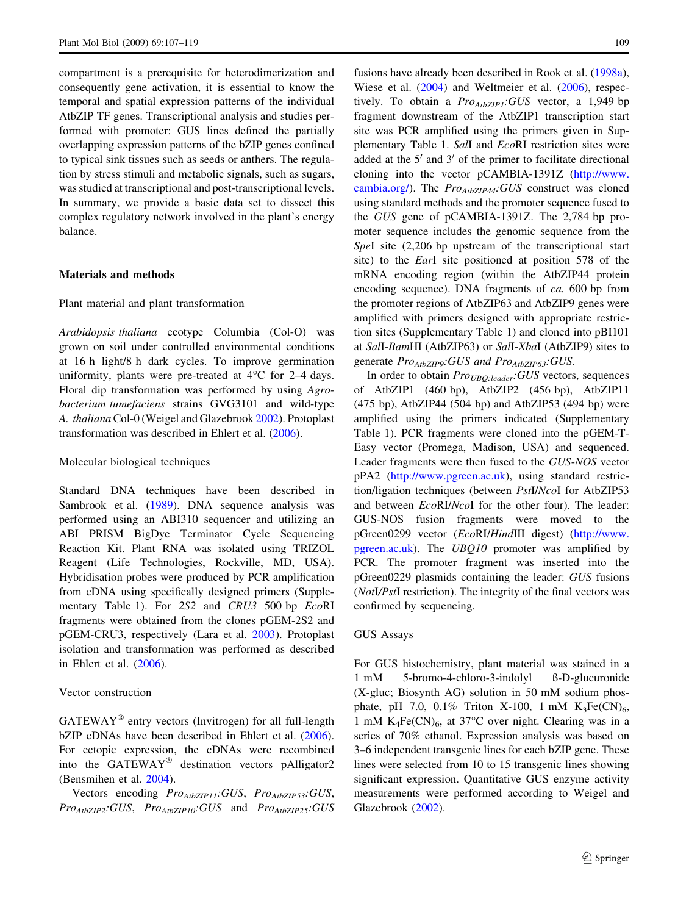compartment is a prerequisite for heterodimerization and consequently gene activation, it is essential to know the temporal and spatial expression patterns of the individual AtbZIP TF genes. Transcriptional analysis and studies performed with promoter: GUS lines defined the partially overlapping expression patterns of the bZIP genes confined to typical sink tissues such as seeds or anthers. The regulation by stress stimuli and metabolic signals, such as sugars, was studied at transcriptional and post-transcriptional levels. In summary, we provide a basic data set to dissect this complex regulatory network involved in the plant's energy balance.

## Materials and methods

### Plant material and plant transformation

*Arabidopsis thaliana* ecotype Columbia (Col-O) was grown on soil under controlled environmental conditions at 16 h light/8 h dark cycles. To improve germination uniformity, plants were pre-treated at 4°C for 2–4 days. Floral dip transformation was performed by using *Agrobacterium tumefaciens* strains GVG3101 and wild-type *A. thaliana* Col-0 (Weigel and Glazebrook 2002). Protoplast transformation was described in Ehlert et al. (2006).

### Molecular biological techniques

Standard DNA techniques have been described in Sambrook et al. (1989). DNA sequence analysis was performed using an ABI310 sequencer and utilizing an ABI PRISM BigDye Terminator Cycle Sequencing Reaction Kit. Plant RNA was isolated using TRIZOL Reagent (Life Technologies, Rockville, MD, USA). Hybridisation probes were produced by PCR amplification from cDNA using specifically designed primers (Supplementary Table 1). For *2S2* and *CRU3* 500 bp *Eco*RI fragments were obtained from the clones pGEM-2S2 and pGEM-CRU3, respectively (Lara et al. 2003). Protoplast isolation and transformation was performed as described in Ehlert et al. (2006).

### Vector construction

GATEWAY® entry vectors (Invitrogen) for all full-length bZIP cDNAs have been described in Ehlert et al. (2006). For ectopic expression, the cDNAs were recombined into the GATEWAY® destination vectors pAlligator2 (Bensmihen et al. 2004).

Vectors encoding $Pro_{AtbZIP11}$*:GUS*, $Pro_{AtbZIP53}$*:GUS*, $Pro_{AtbZIP2}$*:GUS*, $Pro_{AtbZIP10}$*:GUS* and $Pro_{AtbZIP25}$*:GUS* fusions have already been described in Rook et al. (1998a), Wiese et al. (2004) and Weltmeier et al. (2006), respectively. To obtain a $Pro_{AtbZIP1}$*:GUS* vector, a 1,949 bp fragment downstream of the AtbZIP1 transcription start site was PCR amplified using the primers given in Supplementary Table 1. *Sal*I and *Eco*RI restriction sites were added at the 5′ and 3′ of the primer to facilitate directional cloning into the vector pCAMBIA-1391Z (http://www.cambia.org/). The $Pro_{AtbZIP44}$*:GUS* construct was cloned using standard methods and the promoter sequence fused to the *GUS* gene of pCAMBIA-1391Z. The 2,784 bp promoter sequence includes the genomic sequence from the *Spe*I site (2,206 bp upstream of the transcriptional start site) to the *Ear*I site positioned at position 578 of the mRNA encoding region (within the AtbZIP44 protein encoding sequence). DNA fragments of *ca.* 600 bp from the promoter regions of AtbZIP63 and AtbZIP9 genes were amplified with primers designed with appropriate restriction sites (Supplementary Table 1) and cloned into pBI101 at *Sal*I-*Bam*HI (AtbZIP63) or *Sal*I-*Xba*I (AtbZIP9) sites to generate $Pro_{AtbZIP9}$*:GUS and* $Pro_{AtbZIP63}$*:GUS.*

In order to obtain $Pro_{UBQ:leader}$*:GUS* vectors, sequences of AtbZIP1 (460 bp), AtbZIP2 (456 bp), AtbZIP11 (475 bp), AtbZIP44 (504 bp) and AtbZIP53 (494 bp) were amplified using the primers indicated (Supplementary Table 1). PCR fragments were cloned into the pGEM-T-Easy vector (Promega, Madison, USA) and sequenced. Leader fragments were then fused to the *GUS-NOS* vector pPA2 (http://www.pgreen.ac.uk), using standard restriction/ligation techniques (between *Pst*I/*Nco*I for AtbZIP53 and between *Eco*RI/*Nco*I for the other four). The leader: GUS-NOS fusion fragments were moved to the pGreen0299 vector (*Eco*RI/*Hind*III digest) (http://www.pgreen.ac.uk). The *UBQ10* promoter was amplified by PCR. The promoter fragment was inserted into the pGreen0229 plasmids containing the leader: *GUS* fusions (*Not*I/*Pst*I restriction). The integrity of the final vectors was confirmed by sequencing.

### GUS Assays

For GUS histochemistry, plant material was stained in a 1 mM 5-bromo-4-chloro-3-indolyl ß-D-glucuronide (X-gluc; Biosynth AG) solution in 50 mM sodium phosphate, pH 7.0, 0.1% Triton X-100, 1 mM $K_3Fe(CN)_6$, 1 mM $K_4Fe(CN)_6$, at 37°C over night. Clearing was in a series of 70% ethanol. Expression analysis was based on 3–6 independent transgenic lines for each bZIP gene. These lines were selected from 10 to 15 transgenic lines showing significant expression. Quantitative GUS enzyme activity measurements were performed according to Weigel and Glazebrook (2002).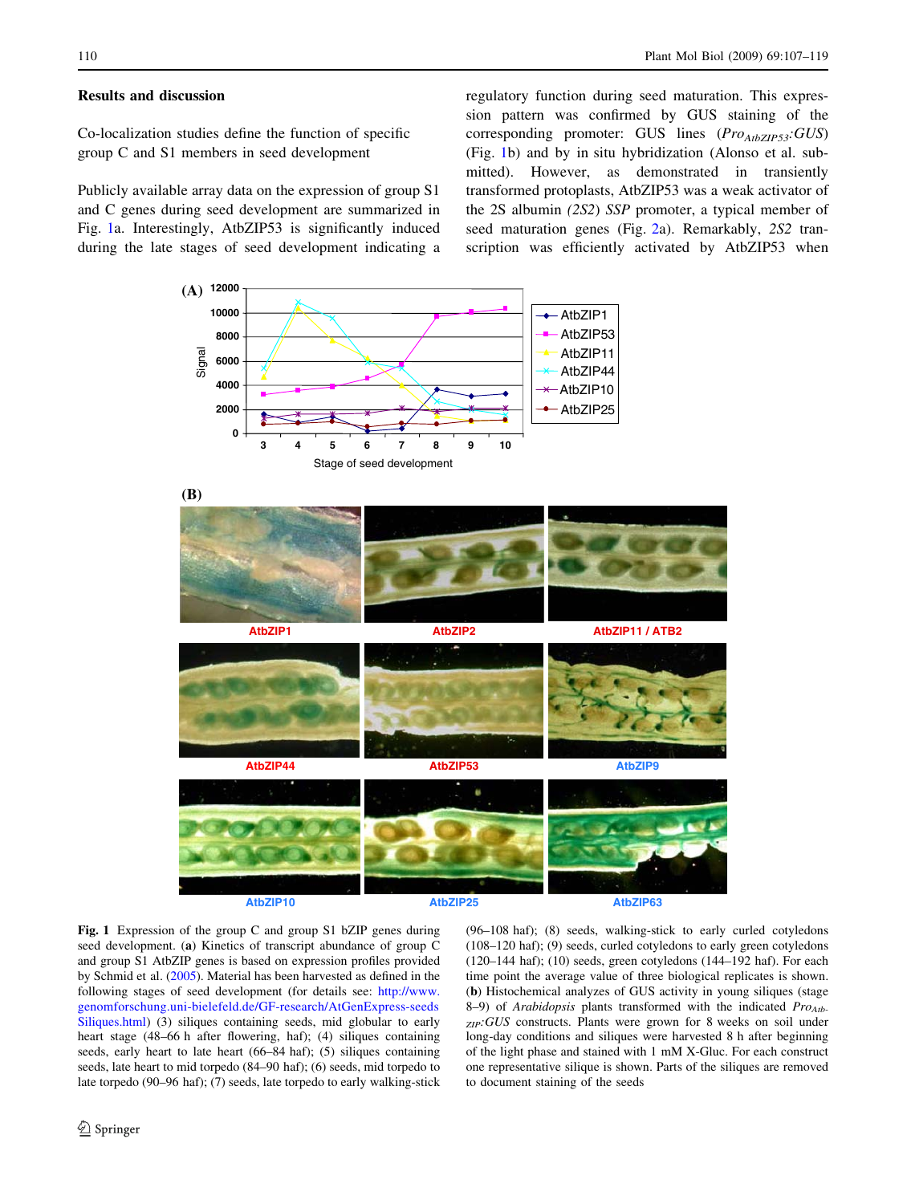## Results and discussion

### Co-localization studies define the function of specific group C and S1 members in seed development

Publicly available array data on the expression of group S1 and C genes during seed development are summarized in Fig. 1a. Interestingly, AtbZIP53 is significantly induced during the late stages of seed development indicating a regulatory function during seed maturation. This expression pattern was confirmed by GUS staining of the corresponding promoter: GUS lines ($Pro_{AtbZIP53}$:*GUS*) (Fig. 1b) and by in situ hybridization (Alonso et al. submitted). However, as demonstrated in transiently transformed protoplasts, AtbZIP53 was a weak activator of the 2S albumin *(2S2) SSP* promoter, a typical member of seed maturation genes (Fig. 2a). Remarkably, *2S2* transcription was efficiently activated by AtbZIP53 when

**Fig. 1** Expression of the group C and group S1 bZIP genes during seed development. (**a**) Kinetics of transcript abundance of group C and group S1 AtbZIP genes is based on expression profiles provided by Schmid et al. (2005). Material has been harvested as defined in the following stages of seed development (for details see: http://www.genomforschung.uni-bielefeld.de/GF-research/AtGenExpress-seeds Siliques.html) (3) siliques containing seeds, mid globular to early heart stage (48–66 h after flowering, haf); (4) siliques containing seeds, early heart to late heart (66–84 haf); (5) siliques containing seeds, late heart to mid torpedo (84–90 haf); (6) seeds, mid torpedo to late torpedo (90–96 haf); (7) seeds, late torpedo to early walking-stick (96–108 haf); (8) seeds, walking-stick to early curled cotyledons (108–120 haf); (9) seeds, curled cotyledons to early green cotyledons (120–144 haf); (10) seeds, green cotyledons (144–192 haf). For each time point the average value of three biological replicates is shown. (**b**) Histochemical analyzes of GUS activity in young siliques (stage 8–9) of *Arabidopsis* plants transformed with the indicated $Pro_{AtbZIP}$:*GUS* constructs. Plants were grown for 8 weeks on soil under long-day conditions and siliques were harvested 8 h after beginning of the light phase and stained with 1 mM X-Gluc. For each construct one representative silique is shown. Parts of the siliques are removed to document staining of the seeds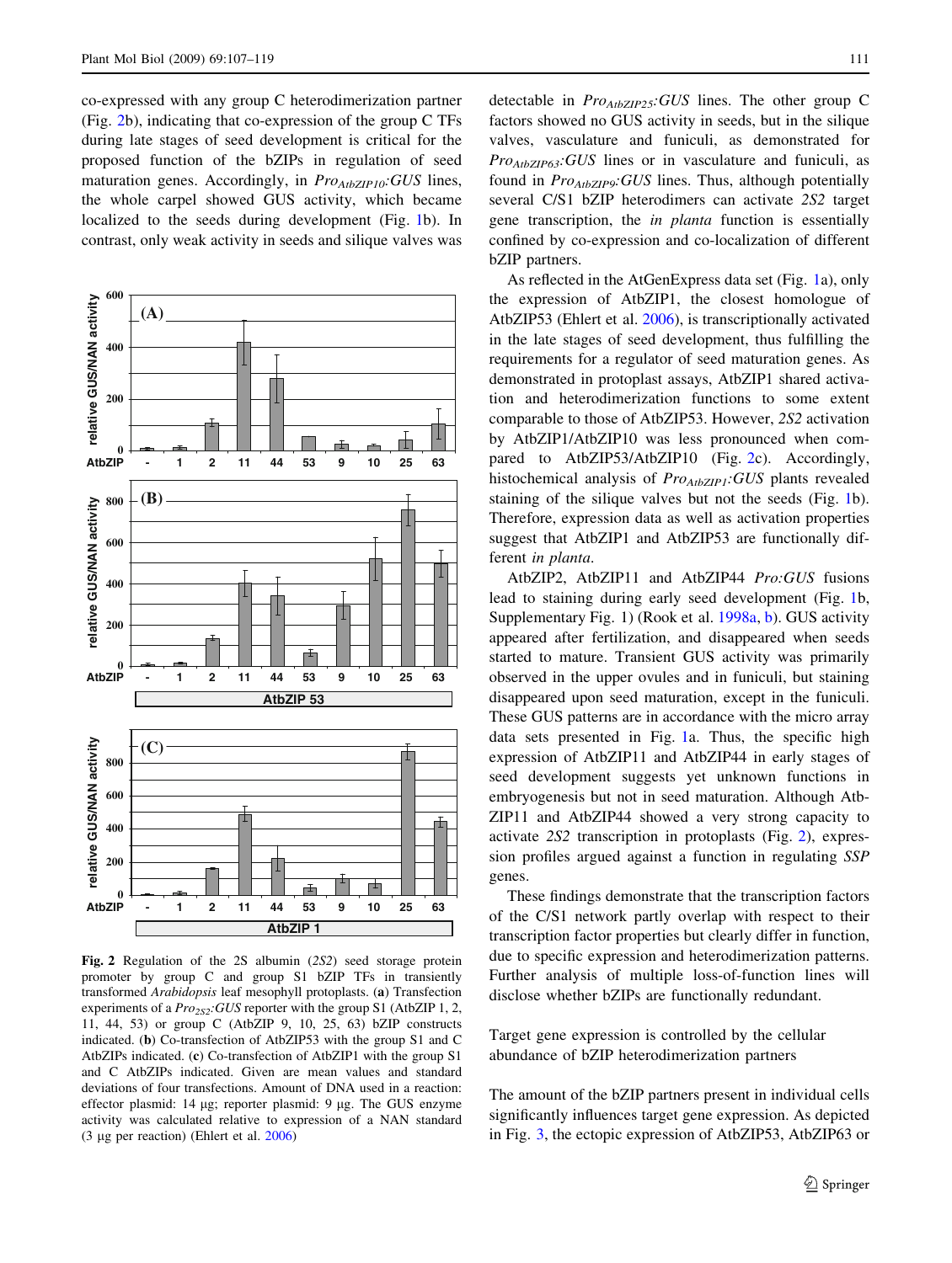co-expressed with any group C heterodimerization partner (Fig. 2b), indicating that co-expression of the group C TFs during late stages of seed development is critical for the proposed function of the bZIPs in regulation of seed maturation genes. Accordingly, in *Pro*$_{AtbZIP10}$*:GUS* lines, the whole carpel showed GUS activity, which became localized to the seeds during development (Fig. 1b). In contrast, only weak activity in seeds and silique valves was

Fig. 2 Regulation of the 2S albumin (*2S2*) seed storage protein promoter by group C and group S1 bZIP TFs in transiently transformed *Arabidopsis* leaf mesophyll protoplasts. (**a**) Transfection experiments of a *Pro*$_{2S2}$*:GUS* reporter with the group S1 (AtbZIP 1, 2, 11, 44, 53) or group C (AtbZIP 9, 10, 25, 63) bZIP constructs indicated. (**b**) Co-transfection of AtbZIP53 with the group S1 and C AtbZIPs indicated. (**c**) Co-transfection of AtbZIP1 with the group S1 and C AtbZIPs indicated. Given are mean values and standard deviations of four transfections. Amount of DNA used in a reaction: effector plasmid: 14 µg; reporter plasmid: 9 µg. The GUS enzyme activity was calculated relative to expression of a NAN standard (3 µg per reaction) (Ehlert et al. 2006)

detectable in *Pro*$_{AtbZIP25}$*:GUS* lines. The other group C factors showed no GUS activity in seeds, but in the silique valves, vasculature and funiculi, as demonstrated for *Pro*$_{AtbZIP63}$*:GUS* lines or in vasculature and funiculi, as found in *Pro*$_{AtbZIP9}$*:GUS* lines. Thus, although potentially several C/S1 bZIP heterodimers can activate *2S2* target gene transcription, the *in planta* function is essentially confined by co-expression and co-localization of different bZIP partners.

As reflected in the AtGenExpress data set (Fig. 1a), only the expression of AtbZIP1, the closest homologue of AtbZIP53 (Ehlert et al. 2006), is transcriptionally activated in the late stages of seed development, thus fulfilling the requirements for a regulator of seed maturation genes. As demonstrated in protoplast assays, AtbZIP1 shared activation and heterodimerization functions to some extent comparable to those of AtbZIP53. However, *2S2* activation by AtbZIP1/AtbZIP10 was less pronounced when compared to AtbZIP53/AtbZIP10 (Fig. 2c). Accordingly, histochemical analysis of *Pro*$_{AtbZIP1}$*:GUS* plants revealed staining of the silique valves but not the seeds (Fig. 1b). Therefore, expression data as well as activation properties suggest that AtbZIP1 and AtbZIP53 are functionally different *in planta*.

AtbZIP2, AtbZIP11 and AtbZIP44 *Pro:GUS* fusions lead to staining during early seed development (Fig. 1b, Supplementary Fig. 1) (Rook et al. 1998a, b). GUS activity appeared after fertilization, and disappeared when seeds started to mature. Transient GUS activity was primarily observed in the upper ovules and in funiculi, but staining disappeared upon seed maturation, except in the funiculi. These GUS patterns are in accordance with the micro array data sets presented in Fig. 1a. Thus, the specific high expression of AtbZIP11 and AtbZIP44 in early stages of seed development suggests yet unknown functions in embryogenesis but not in seed maturation. Although AtbZIP11 and AtbZIP44 showed a very strong capacity to activate *2S2* transcription in protoplasts (Fig. 2), expression profiles argued against a function in regulating *SSP* genes.

These findings demonstrate that the transcription factors of the C/S1 network partly overlap with respect to their transcription factor properties but clearly differ in function, due to specific expression and heterodimerization patterns. Further analysis of multiple loss-of-function lines will disclose whether bZIPs are functionally redundant.

## Target gene expression is controlled by the cellular abundance of bZIP heterodimerization partners

The amount of the bZIP partners present in individual cells significantly influences target gene expression. As depicted in Fig. 3, the ectopic expression of AtbZIP53, AtbZIP63 or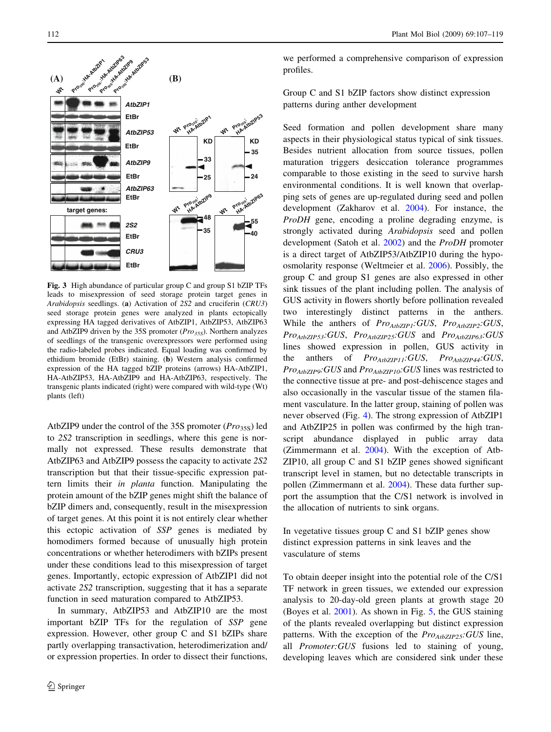**Fig. 3** High abundance of particular group C and group S1 bZIP TFs leads to misexpression of seed storage protein target genes in *Arabidopsis* seedlings. (**a**) Activation of *2S2* and cruciferin (*CRU3*) seed storage protein genes were analyzed in plants ectopically expressing HA tagged derivatives of AtbZIP1, AtbZIP53, AtbZIP63 and AtbZIP9 driven by the 35S promoter ($Pro_{35S}$). Northern analyzes of seedlings of the transgenic overexpressors were performed using the radio-labeled probes indicated. Equal loading was confirmed by ethidium bromide (EtBr) staining. (**b**) Western analysis confirmed expression of the HA tagged bZIP proteins (arrows) HA-AtbZIP1, HA-AtbZIP53, HA-AtbZIP9 and HA-AtbZIP63, respectively. The transgenic plants indicated (right) were compared with wild-type (Wt) plants (left)

AtbZIP9 under the control of the 35S promoter ($Pro_{35S}$) led to *2S2* transcription in seedlings, where this gene is normally not expressed. These results demonstrate that AtbZIP63 and AtbZIP9 possess the capacity to activate *2S2* transcription but that their tissue-specific expression pattern limits their *in planta* function. Manipulating the protein amount of the bZIP genes might shift the balance of bZIP dimers and, consequently, result in the misexpression of target genes. At this point it is not entirely clear whether this ectopic activation of *SSP* genes is mediated by homodimers formed because of unusually high protein concentrations or whether heterodimers with bZIPs present under these conditions lead to this misexpression of target genes. Importantly, ectopic expression of AtbZIP1 did not activate *2S2* transcription, suggesting that it has a separate function in seed maturation compared to AtbZIP53.

In summary, AtbZIP53 and AtbZIP10 are the most important bZIP TFs for the regulation of *SSP* gene expression. However, other group C and S1 bZIPs share partly overlapping transactivation, heterodimerization and/or expression properties. In order to dissect their functions, we performed a comprehensive comparison of expression profiles.

## Group C and S1 bZIP factors show distinct expression patterns during anther development

Seed formation and pollen development share many aspects in their physiological status typical of sink tissues. Besides nutrient allocation from source tissues, pollen maturation triggers desiccation tolerance programmes comparable to those existing in the seed to survive harsh environmental conditions. It is well known that overlapping sets of genes are up-regulated during seed and pollen development (Zakharov et al. 2004). For instance, the *ProDH* gene, encoding a proline degrading enzyme, is strongly activated during *Arabidopsis* seed and pollen development (Satoh et al. 2002) and the *ProDH* promoter is a direct target of AtbZIP53/AtbZIP10 during the hypo-osmolarity response (Weltmeier et al. 2006). Possibly, the group C and group S1 genes are also expressed in other sink tissues of the plant including pollen. The analysis of GUS activity in flowers shortly before pollination revealed two interestingly distinct patterns in the anthers. While the anthers of $Pro_{AtbZIP1}$:*GUS*, $Pro_{AtbZIP2}$:*GUS*, $Pro_{AtbZIP53}$:*GUS*, $Pro_{AtbZIP25}$:*GUS* and $Pro_{AtbZIP63}$:*GUS* lines showed expression in pollen, GUS activity in the anthers of $Pro_{AtbZIP11}$:*GUS*, $Pro_{AtbZIP44}$:*GUS*, $Pro_{AtbZIP9}$:*GUS* and $Pro_{AtbZIP10}$:*GUS* lines was restricted to the connective tissue at pre- and post-dehiscence stages and also occasionally in the vascular tissue of the stamen filament vasculature. In the latter group, staining of pollen was never observed (Fig. 4). The strong expression of AtbZIP1 and AtbZIP25 in pollen was confirmed by the high transcript abundance displayed in public array data (Zimmermann et al. 2004). With the exception of AtbZIP10, all group C and S1 bZIP genes showed significant transcript level in stamen, but no detectable transcripts in pollen (Zimmermann et al. 2004). These data further support the assumption that the C/S1 network is involved in the allocation of nutrients to sink organs.

## In vegetative tissues group C and S1 bZIP genes show distinct expression patterns in sink leaves and the vasculature of stems

To obtain deeper insight into the potential role of the C/S1 TF network in green tissues, we extended our expression analysis to 20-day-old green plants at growth stage 20 (Boyes et al. 2001). As shown in Fig. 5, the GUS staining of the plants revealed overlapping but distinct expression patterns. With the exception of the $Pro_{AtbZIP25}$:*GUS* line, all *Promoter:GUS* fusions led to staining of young, developing leaves which are considered sink under these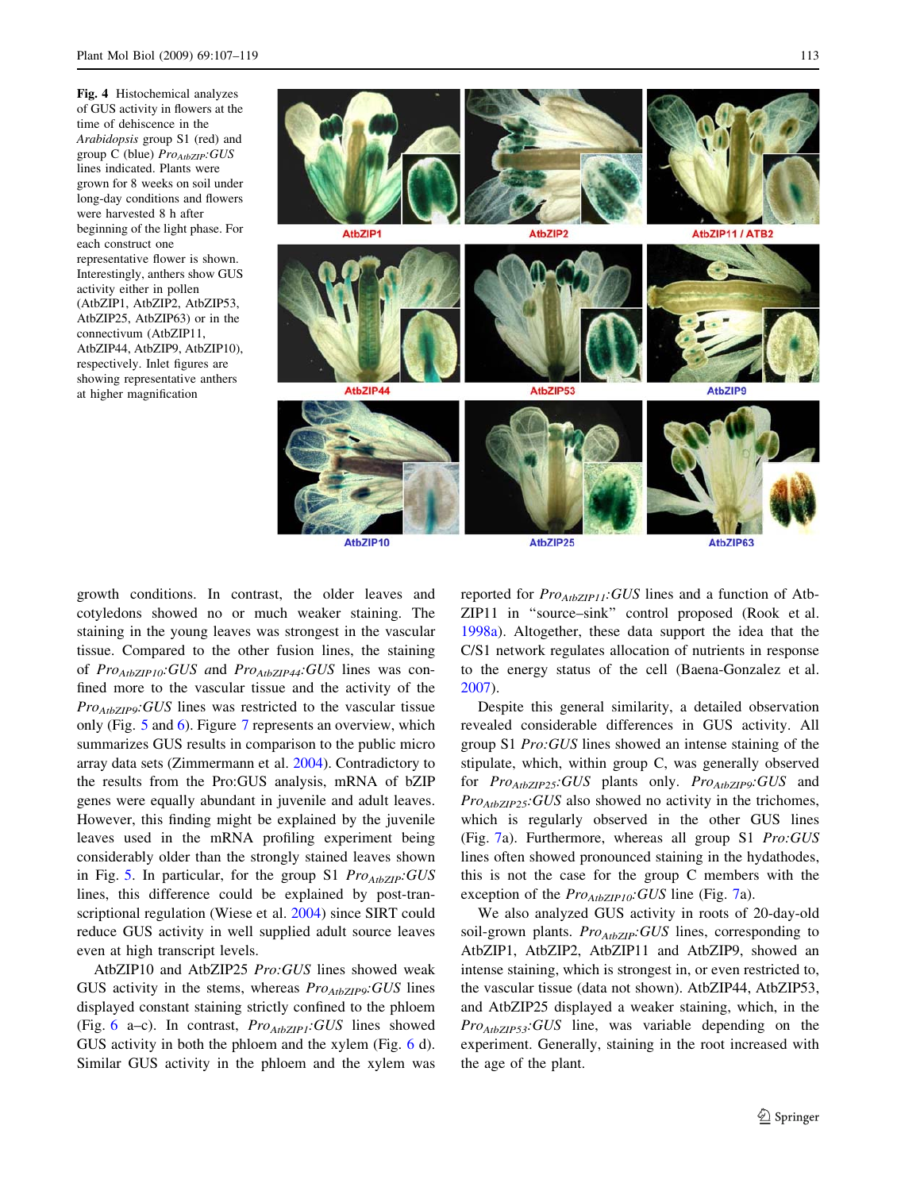**Fig. 4** Histochemical analyzes of GUS activity in flowers at the time of dehiscence in the *Arabidopsis* group S1 (red) and group C (blue) $Pro_{AtbZIP}$:*GUS* lines indicated. Plants were grown for 8 weeks on soil under long-day conditions and flowers were harvested 8 h after beginning of the light phase. For each construct one representative flower is shown. Interestingly, anthers show GUS activity either in pollen (AtbZIP1, AtbZIP2, AtbZIP53, AtbZIP25, AtbZIP63) or in the connectivum (AtbZIP11, AtbZIP44, AtbZIP9, AtbZIP10), respectively. Inlet figures are showing representative anthers at higher magnification

growth conditions. In contrast, the older leaves and cotyledons showed no or much weaker staining. The staining in the young leaves was strongest in the vascular tissue. Compared to the other fusion lines, the staining of $Pro_{AtbZIP10}$:*GUS* and $Pro_{AtbZIP44}$:*GUS* lines was confined more to the vascular tissue and the activity of the $Pro_{AtbZIP9}$:*GUS* lines was restricted to the vascular tissue only (Fig. 5 and 6). Figure 7 represents an overview, which summarizes GUS results in comparison to the public micro array data sets (Zimmermann et al. 2004). Contradictory to the results from the Pro:GUS analysis, mRNA of bZIP genes were equally abundant in juvenile and adult leaves. However, this finding might be explained by the juvenile leaves used in the mRNA profiling experiment being considerably older than the strongly stained leaves shown in Fig. 5. In particular, for the group S1 $Pro_{AtbZIP}$:*GUS* lines, this difference could be explained by post-transcriptional regulation (Wiese et al. 2004) since SIRT could reduce GUS activity in well supplied adult source leaves even at high transcript levels.

AtbZIP10 and AtbZIP25 *Pro:GUS* lines showed weak GUS activity in the stems, whereas $Pro_{AtbZIP9}$:*GUS* lines displayed constant staining strictly confined to the phloem (Fig. 6 a–c). In contrast, $Pro_{AtbZIP1}$:*GUS* lines showed GUS activity in both the phloem and the xylem (Fig. 6 d). Similar GUS activity in the phloem and the xylem was reported for $Pro_{AtbZIP11}$:*GUS* lines and a function of AtbZIP11 in "source–sink" control proposed (Rook et al. 1998a). Altogether, these data support the idea that the C/S1 network regulates allocation of nutrients in response to the energy status of the cell (Baena-Gonzalez et al. 2007).

Despite this general similarity, a detailed observation revealed considerable differences in GUS activity. All group S1 *Pro:GUS* lines showed an intense staining of the stipulate, which, within group C, was generally observed for $Pro_{AtbZIP25}$:*GUS* plants only. $Pro_{AtbZIP9}$:*GUS* and $Pro_{AtbZIP25}$:*GUS* also showed no activity in the trichomes, which is regularly observed in the other GUS lines (Fig. 7a). Furthermore, whereas all group S1 *Pro:GUS* lines often showed pronounced staining in the hydathodes, this is not the case for the group C members with the exception of the $Pro_{AtbZIP10}$:*GUS* line (Fig. 7a).

We also analyzed GUS activity in roots of 20-day-old soil-grown plants. $Pro_{AtbZIP}$:*GUS* lines, corresponding to AtbZIP1, AtbZIP2, AtbZIP11 and AtbZIP9, showed an intense staining, which is strongest in, or even restricted to, the vascular tissue (data not shown). AtbZIP44, AtbZIP53, and AtbZIP25 displayed a weaker staining, which, in the $Pro_{AtbZIP53}$:*GUS* line, was variable depending on the experiment. Generally, staining in the root increased with the age of the plant.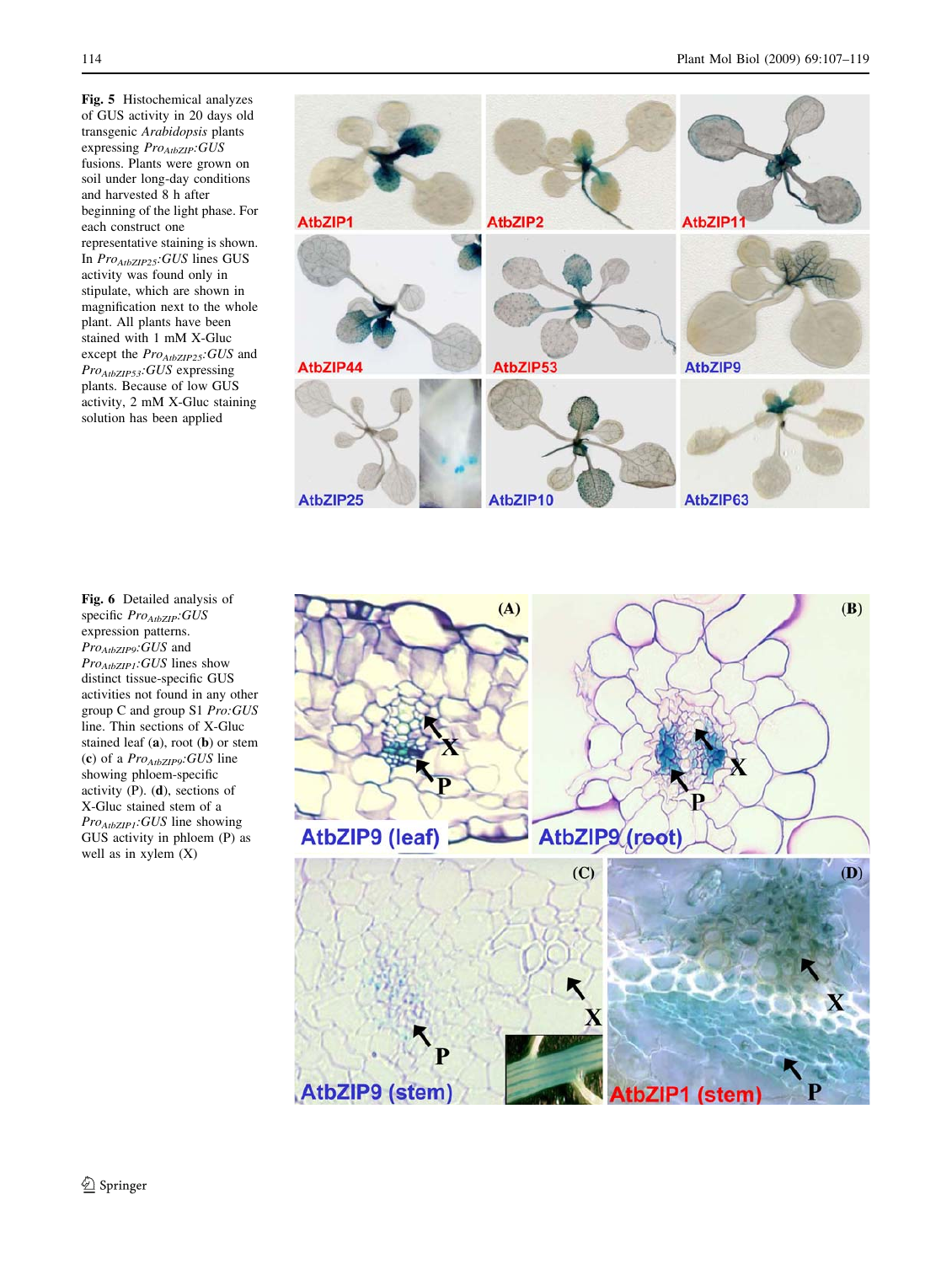**Fig. 5** Histochemical analyzes of GUS activity in 20 days old transgenic *Arabidopsis* plants expressing *Pro*$_{AtbZIP}$*:GUS* fusions. Plants were grown on soil under long-day conditions and harvested 8 h after beginning of the light phase. For each construct one representative staining is shown. In *Pro*$_{AtbZIP25}$*:GUS* lines GUS activity was found only in stipulate, which are shown in magnification next to the whole plant. All plants have been stained with 1 mM X-Gluc except the *Pro*$_{AtbZIP25}$*:GUS* and *Pro*$_{AtbZIP53}$*:GUS* expressing plants. Because of low GUS activity, 2 mM X-Gluc staining solution has been applied

**Fig. 6** Detailed analysis of specific *Pro*$_{AtbZIP}$*:GUS* expression patterns. *Pro*$_{AtbZIP9}$*:GUS* and *Pro*$_{AtbZIP1}$*:GUS* lines show distinct tissue-specific GUS activities not found in any other group C and group S1 *Pro:GUS* line. Thin sections of X-Gluc stained leaf (**a**), root (**b**) or stem (**c**) of a *Pro*$_{AtbZIP9}$*:GUS* line showing phloem-specific activity (P). (**d**), sections of X-Gluc stained stem of a *Pro*$_{AtbZIP1}$*:GUS* line showing GUS activity in phloem (P) as well as in xylem (X)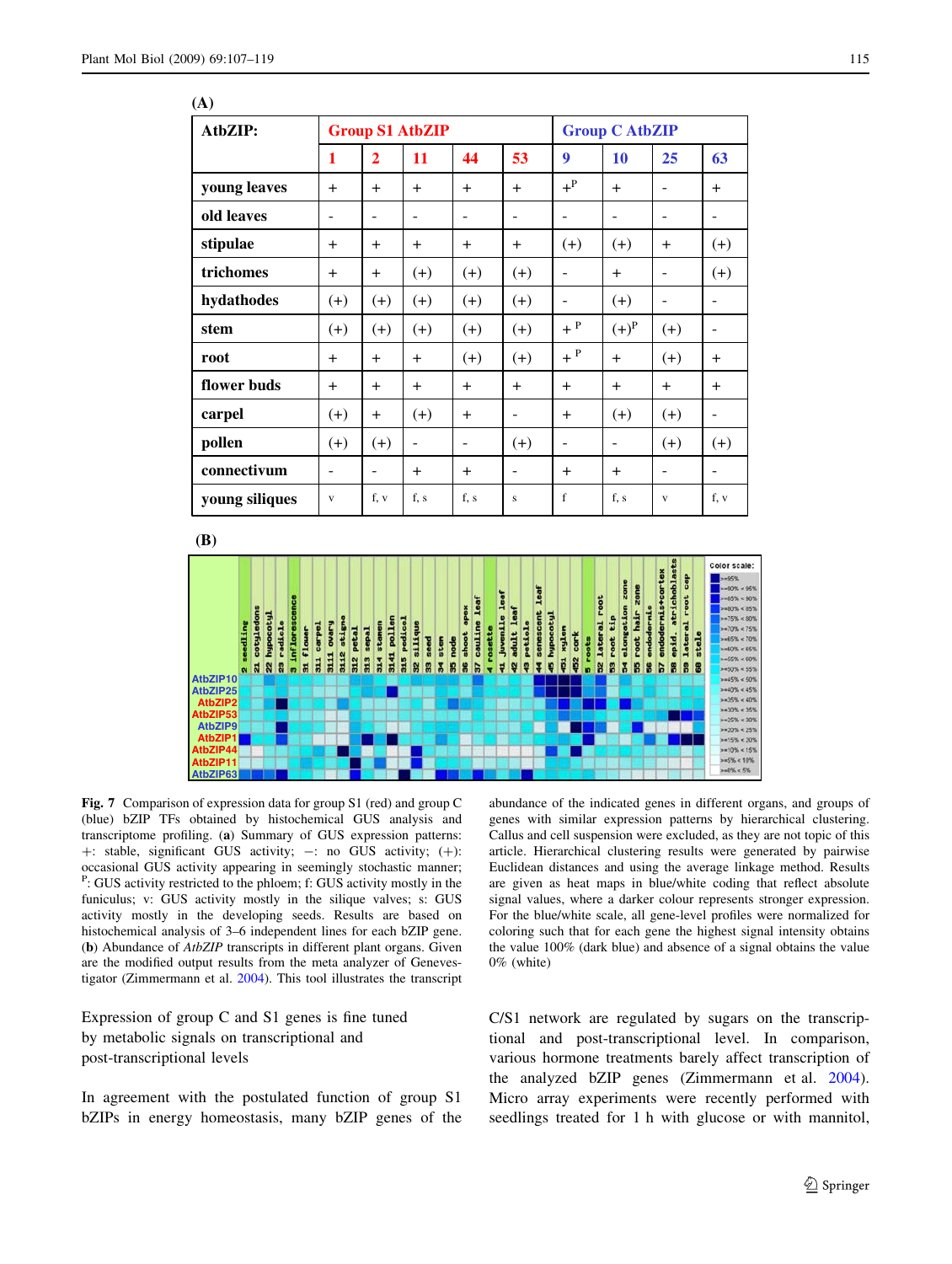**(A)**

| AtbZIP: | Group S1 AtbZIP | | | | | Group C AtbZIP | | | |
|---|---|---|---|---|---|---|---|---|---|
| | 1 | 2 | 11 | 44 | 53 | 9 | 10 | 25 | 63 |
| young leaves | + | + | + | + | + | +[P] | + | - | + |
| old leaves | - | - | - | - | - | - | - | - | - |
| stipulae | + | + | + | + | + | (+) | (+) | + | (+) |
| trichomes | + | + | (+) | (+) | (+) | - | + | - | (+) |
| hydathodes | (+) | (+) | (+) | (+) | (+) | - | (+) | - | - |
| stem | (+) | (+) | (+) | (+) | (+) | + [P] | (+)[P] | (+) | - |
| root | + | + | + | (+) | (+) | + [P] | + | (+) | + |
| flower buds | + | + | + | + | + | + | + | + | + |
| carpel | (+) | + | (+) | + | - | + | (+) | (+) | - |
| pollen | (+) | (+) | - | - | (+) | - | - | (+) | (+) |
| connectivum | - | - | + | + | - | + | + | - | - |
| young siliques | v | f, v | f, s | f, s | s | f | f, s | v | f, v |

**(B)**

**Fig. 7** Comparison of expression data for group S1 (red) and group C (blue) bZIP TFs obtained by histochemical GUS analysis and transcriptome profiling. (**a**) Summary of GUS expression patterns: +: stable, significant GUS activity; −: no GUS activity; (+): occasional GUS activity appearing in seemingly stochastic manner; P: GUS activity restricted to the phloem; f: GUS activity mostly in the funiculus; v: GUS activity mostly in the silique valves; s: GUS activity mostly in the developing seeds. Results are based on histochemical analysis of 3–6 independent lines for each bZIP gene. (**b**) Abundance of *AtbZIP* transcripts in different plant organs. Given are the modified output results from the meta analyzer of Genevestigator (Zimmermann et al. 2004). This tool illustrates the transcript abundance of the indicated genes in different organs, and groups of genes with similar expression patterns by hierarchical clustering. Callus and cell suspension were excluded, as they are not topic of this article. Hierarchical clustering results were generated by pairwise Euclidean distances and using the average linkage method. Results are given as heat maps in blue/white coding that reflect absolute signal values, where a darker colour represents stronger expression. For the blue/white scale, all gene-level profiles were normalized for coloring such that for each gene the highest signal intensity obtains the value 100% (dark blue) and absence of a signal obtains the value 0% (white)

## Expression of group C and S1 genes is fine tuned by metabolic signals on transcriptional and post-transcriptional levels

In agreement with the postulated function of group S1 bZIPs in energy homeostasis, many bZIP genes of the C/S1 network are regulated by sugars on the transcriptional and post-transcriptional level. In comparison, various hormone treatments barely affect transcription of the analyzed bZIP genes (Zimmermann et al. 2004). Micro array experiments were recently performed with seedlings treated for 1 h with glucose or with mannitol,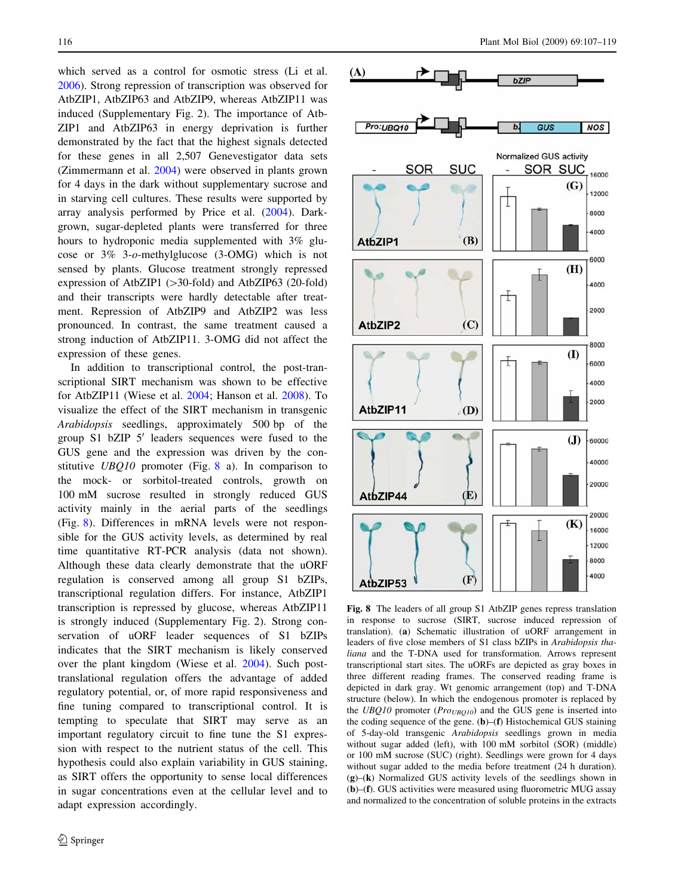which served as a control for osmotic stress (Li et al. 2006). Strong repression of transcription was observed for AtbZIP1, AtbZIP63 and AtbZIP9, whereas AtbZIP11 was induced (Supplementary Fig. 2). The importance of AtbZIP1 and AtbZIP63 in energy deprivation is further demonstrated by the fact that the highest signals detected for these genes in all 2,507 Genevestigator data sets (Zimmermann et al. 2004) were observed in plants grown for 4 days in the dark without supplementary sucrose and in starving cell cultures. These results were supported by array analysis performed by Price et al. (2004). Dark-grown, sugar-depleted plants were transferred for three hours to hydroponic media supplemented with 3% glucose or 3% 3-*o*-methylglucose (3-OMG) which is not sensed by plants. Glucose treatment strongly repressed expression of AtbZIP1 (>30-fold) and AtbZIP63 (20-fold) and their transcripts were hardly detectable after treatment. Repression of AtbZIP9 and AtbZIP2 was less pronounced. In contrast, the same treatment caused a strong induction of AtbZIP11. 3-OMG did not affect the expression of these genes.

In addition to transcriptional control, the post-transcriptional SIRT mechanism was shown to be effective for AtbZIP11 (Wiese et al. 2004; Hanson et al. 2008). To visualize the effect of the SIRT mechanism in transgenic *Arabidopsis* seedlings, approximately 500 bp of the group S1 bZIP 5′ leaders sequences were fused to the GUS gene and the expression was driven by the constitutive *UBQ10* promoter (Fig. 8 a). In comparison to the mock- or sorbitol-treated controls, growth on 100 mM sucrose resulted in strongly reduced GUS activity mainly in the aerial parts of the seedlings (Fig. 8). Differences in mRNA levels were not responsible for the GUS activity levels, as determined by real time quantitative RT-PCR analysis (data not shown). Although these data clearly demonstrate that the uORF regulation is conserved among all group S1 bZIPs, transcriptional regulation differs. For instance, AtbZIP1 transcription is repressed by glucose, whereas AtbZIP11 is strongly induced (Supplementary Fig. 2). Strong conservation of uORF leader sequences of S1 bZIPs indicates that the SIRT mechanism is likely conserved over the plant kingdom (Wiese et al. 2004). Such post-translational regulation offers the advantage of added regulatory potential, or, of more rapid responsiveness and fine tuning compared to transcriptional control. It is tempting to speculate that SIRT may serve as an important regulatory circuit to fine tune the S1 expression with respect to the nutrient status of the cell. This hypothesis could also explain variability in GUS staining, as SIRT offers the opportunity to sense local differences in sugar concentrations even at the cellular level and to adapt expression accordingly.

**Fig. 8** The leaders of all group S1 AtbZIP genes repress translation in response to sucrose (SIRT, sucrose induced repression of translation). (**a**) Schematic illustration of uORF arrangement in leaders of five close members of S1 class bZIPs in *Arabidopsis thaliana* and the T-DNA used for transformation. Arrows represent transcriptional start sites. The uORFs are depicted as gray boxes in three different reading frames. The conserved reading frame is depicted in dark gray. Wt genomic arrangement (top) and T-DNA structure (below). In which the endogenous promoter is replaced by the *UBQ10* promoter ($Pro_{UBQ10}$) and the GUS gene is inserted into the coding sequence of the gene. (**b**)–(**f**) Histochemical GUS staining of 5-day-old transgenic *Arabidopsis* seedlings grown in media without sugar added (left), with 100 mM sorbitol (SOR) (middle) or 100 mM sucrose (SUC) (right). Seedlings were grown for 4 days without sugar added to the media before treatment (24 h duration). (**g**)–(**k**) Normalized GUS activity levels of the seedlings shown in (**b**)–(**f**). GUS activities were measured using fluorometric MUG assay and normalized to the concentration of soluble proteins in the extracts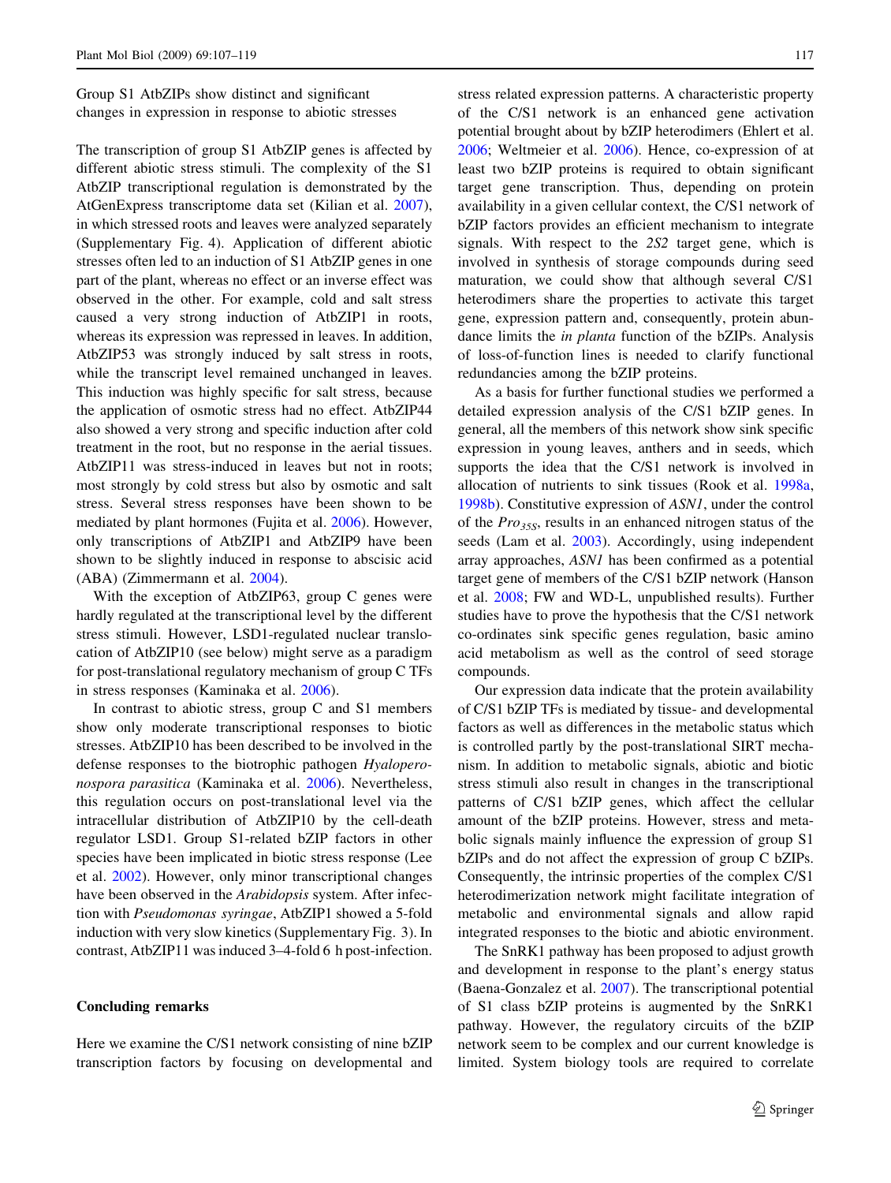## Group S1 AtbZIPs show distinct and significant changes in expression in response to abiotic stresses

The transcription of group S1 AtbZIP genes is affected by different abiotic stress stimuli. The complexity of the S1 AtbZIP transcriptional regulation is demonstrated by the AtGenExpress transcriptome data set (Kilian et al. 2007), in which stressed roots and leaves were analyzed separately (Supplementary Fig. 4). Application of different abiotic stresses often led to an induction of S1 AtbZIP genes in one part of the plant, whereas no effect or an inverse effect was observed in the other. For example, cold and salt stress caused a very strong induction of AtbZIP1 in roots, whereas its expression was repressed in leaves. In addition, AtbZIP53 was strongly induced by salt stress in roots, while the transcript level remained unchanged in leaves. This induction was highly specific for salt stress, because the application of osmotic stress had no effect. AtbZIP44 also showed a very strong and specific induction after cold treatment in the root, but no response in the aerial tissues. AtbZIP11 was stress-induced in leaves but not in roots; most strongly by cold stress but also by osmotic and salt stress. Several stress responses have been shown to be mediated by plant hormones (Fujita et al. 2006). However, only transcriptions of AtbZIP1 and AtbZIP9 have been shown to be slightly induced in response to abscisic acid (ABA) (Zimmermann et al. 2004).

With the exception of AtbZIP63, group C genes were hardly regulated at the transcriptional level by the different stress stimuli. However, LSD1-regulated nuclear translocation of AtbZIP10 (see below) might serve as a paradigm for post-translational regulatory mechanism of group C TFs in stress responses (Kaminaka et al. 2006).

In contrast to abiotic stress, group C and S1 members show only moderate transcriptional responses to biotic stresses. AtbZIP10 has been described to be involved in the defense responses to the biotrophic pathogen *Hyaloperonospora parasitica* (Kaminaka et al. 2006). Nevertheless, this regulation occurs on post-translational level via the intracellular distribution of AtbZIP10 by the cell-death regulator LSD1. Group S1-related bZIP factors in other species have been implicated in biotic stress response (Lee et al. 2002). However, only minor transcriptional changes have been observed in the *Arabidopsis* system. After infection with *Pseudomonas syringae*, AtbZIP1 showed a 5-fold induction with very slow kinetics (Supplementary Fig. 3). In contrast, AtbZIP11 was induced 3–4-fold 6 h post-infection.

## Concluding remarks

Here we examine the C/S1 network consisting of nine bZIP transcription factors by focusing on developmental and stress related expression patterns. A characteristic property of the C/S1 network is an enhanced gene activation potential brought about by bZIP heterodimers (Ehlert et al. 2006; Weltmeier et al. 2006). Hence, co-expression of at least two bZIP proteins is required to obtain significant target gene transcription. Thus, depending on protein availability in a given cellular context, the C/S1 network of bZIP factors provides an efficient mechanism to integrate signals. With respect to the *2S2* target gene, which is involved in synthesis of storage compounds during seed maturation, we could show that although several C/S1 heterodimers share the properties to activate this target gene, expression pattern and, consequently, protein abundance limits the *in planta* function of the bZIPs. Analysis of loss-of-function lines is needed to clarify functional redundancies among the bZIP proteins.

As a basis for further functional studies we performed a detailed expression analysis of the C/S1 bZIP genes. In general, all the members of this network show sink specific expression in young leaves, anthers and in seeds, which supports the idea that the C/S1 network is involved in allocation of nutrients to sink tissues (Rook et al. 1998a, 1998b). Constitutive expression of *ASN1*, under the control of the $Pro_{35S}$, results in an enhanced nitrogen status of the seeds (Lam et al. 2003). Accordingly, using independent array approaches, *ASN1* has been confirmed as a potential target gene of members of the C/S1 bZIP network (Hanson et al. 2008; FW and WD-L, unpublished results). Further studies have to prove the hypothesis that the C/S1 network co-ordinates sink specific genes regulation, basic amino acid metabolism as well as the control of seed storage compounds.

Our expression data indicate that the protein availability of C/S1 bZIP TFs is mediated by tissue- and developmental factors as well as differences in the metabolic status which is controlled partly by the post-translational SIRT mechanism. In addition to metabolic signals, abiotic and biotic stress stimuli also result in changes in the transcriptional patterns of C/S1 bZIP genes, which affect the cellular amount of the bZIP proteins. However, stress and metabolic signals mainly influence the expression of group S1 bZIPs and do not affect the expression of group C bZIPs. Consequently, the intrinsic properties of the complex C/S1 heterodimerization network might facilitate integration of metabolic and environmental signals and allow rapid integrated responses to the biotic and abiotic environment.

The SnRK1 pathway has been proposed to adjust growth and development in response to the plant's energy status (Baena-Gonzalez et al. 2007). The transcriptional potential of S1 class bZIP proteins is augmented by the SnRK1 pathway. However, the regulatory circuits of the bZIP network seem to be complex and our current knowledge is limited. System biology tools are required to correlate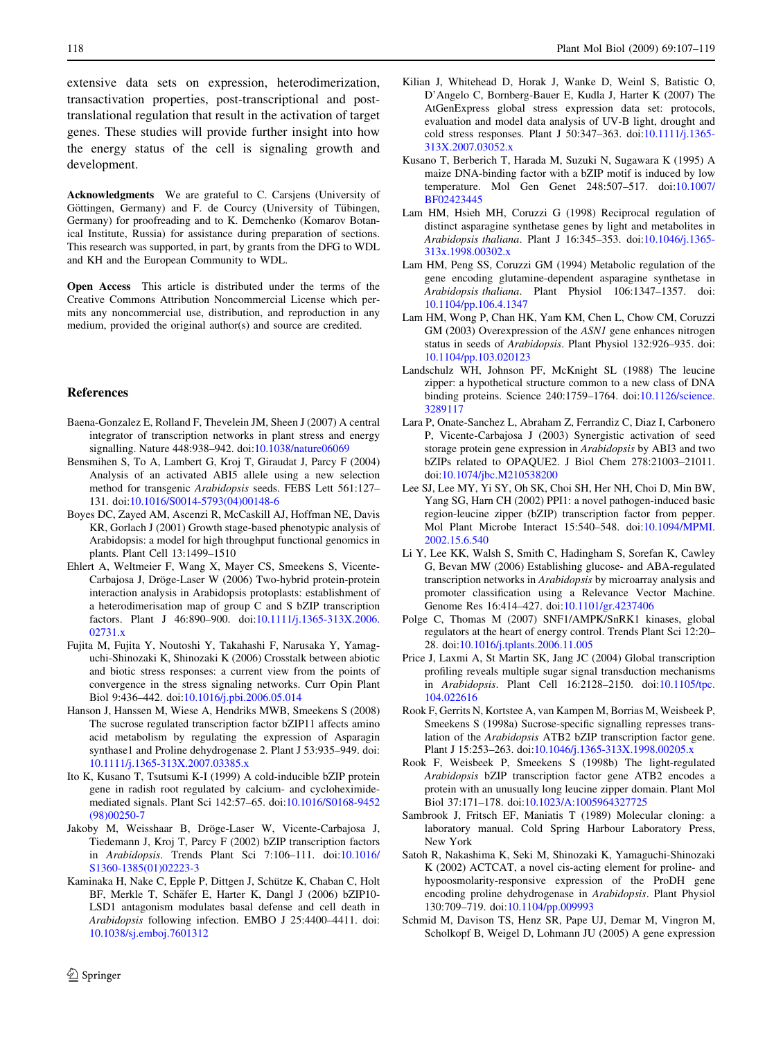extensive data sets on expression, heterodimerization, transactivation properties, post-transcriptional and post-translational regulation that result in the activation of target genes. These studies will provide further insight into how the energy status of the cell is signaling growth and development.

**Acknowledgments** We are grateful to C. Carsjens (University of Göttingen, Germany) and F. de Courcy (University of Tübingen, Germany) for proofreading and to K. Demchenko (Komarov Botanical Institute, Russia) for assistance during preparation of sections. This research was supported, in part, by grants from the DFG to WDL and KH and the European Community to WDL.

**Open Access** This article is distributed under the terms of the Creative Commons Attribution Noncommercial License which permits any noncommercial use, distribution, and reproduction in any medium, provided the original author(s) and source are credited.

## References

Baena-Gonzalez E, Rolland F, Thevelein JM, Sheen J (2007) A central integrator of transcription networks in plant stress and energy signalling. Nature 448:938–942. doi:10.1038/nature06069

Bensmihen S, To A, Lambert G, Kroj T, Giraudat J, Parcy F (2004) Analysis of an activated ABI5 allele using a new selection method for transgenic *Arabidopsis* seeds. FEBS Lett 561:127–131. doi:10.1016/S0014-5793(04)00148-6

Boyes DC, Zayed AM, Ascenzi R, McCaskill AJ, Hoffman NE, Davis KR, Gorlach J (2001) Growth stage-based phenotypic analysis of Arabidopsis: a model for high throughput functional genomics in plants. Plant Cell 13:1499–1510

Ehlert A, Weltmeier F, Wang X, Mayer CS, Smeekens S, Vicente-Carbajosa J, Dröge-Laser W (2006) Two-hybrid protein-protein interaction analysis in Arabidopsis protoplasts: establishment of a heterodimerisation map of group C and S bZIP transcription factors. Plant J 46:890–900. doi:10.1111/j.1365-313X.2006.02731.x

Fujita M, Fujita Y, Noutoshi Y, Takahashi F, Narusaka Y, Yamaguchi-Shinozaki K, Shinozaki K (2006) Crosstalk between abiotic and biotic stress responses: a current view from the points of convergence in the stress signaling networks. Curr Opin Plant Biol 9:436–442. doi:10.1016/j.pbi.2006.05.014

Hanson J, Hanssen M, Wiese A, Hendriks MWB, Smeekens S (2008) The sucrose regulated transcription factor bZIP11 affects amino acid metabolism by regulating the expression of Asparagin synthase1 and Proline dehydrogenase 2. Plant J 53:935–949. doi:10.1111/j.1365-313X.2007.03385.x

Ito K, Kusano T, Tsutsumi K-I (1999) A cold-inducible bZIP protein gene in radish root regulated by calcium- and cycloheximide-mediated signals. Plant Sci 142:57–65. doi:10.1016/S0168-9452(98)00250-7

Jakoby M, Weisshaar B, Dröge-Laser W, Vicente-Carbajosa J, Tiedemann J, Kroj T, Parcy F (2002) bZIP transcription factors in *Arabidopsis*. Trends Plant Sci 7:106–111. doi:10.1016/S1360-1385(01)02223-3

Kaminaka H, Nake C, Epple P, Dittgen J, Schütze K, Chaban C, Holt BF, Merkle T, Schäfer E, Harter K, Dangl J (2006) bZIP10-LSD1 antagonism modulates basal defense and cell death in *Arabidopsis* following infection. EMBO J 25:4400–4411. doi:10.1038/sj.emboj.7601312

Kilian J, Whitehead D, Horak J, Wanke D, Weinl S, Batistic O, D'Angelo C, Bornberg-Bauer E, Kudla J, Harter K (2007) The AtGenExpress global stress expression data set: protocols, evaluation and model data analysis of UV-B light, drought and cold stress responses. Plant J 50:347–363. doi:10.1111/j.1365-313X.2007.03052.x

Kusano T, Berberich T, Harada M, Suzuki N, Sugawara K (1995) A maize DNA-binding factor with a bZIP motif is induced by low temperature. Mol Gen Genet 248:507–517. doi:10.1007/BF02423445

Lam HM, Hsieh MH, Coruzzi G (1998) Reciprocal regulation of distinct asparagine synthetase genes by light and metabolites in *Arabidopsis thaliana*. Plant J 16:345–353. doi:10.1046/j.1365-313x.1998.00302.x

Lam HM, Peng SS, Coruzzi GM (1994) Metabolic regulation of the gene encoding glutamine-dependent asparagine synthetase in *Arabidopsis thaliana*. Plant Physiol 106:1347–1357. doi:10.1104/pp.106.4.1347

Lam HM, Wong P, Chan HK, Yam KM, Chen L, Chow CM, Coruzzi GM (2003) Overexpression of the *ASN1* gene enhances nitrogen status in seeds of *Arabidopsis*. Plant Physiol 132:926–935. doi:10.1104/pp.103.020123

Landschulz WH, Johnson PF, McKnight SL (1988) The leucine zipper: a hypothetical structure common to a new class of DNA binding proteins. Science 240:1759–1764. doi:10.1126/science.3289117

Lara P, Onate-Sanchez L, Abraham Z, Ferrandiz C, Diaz I, Carbonero P, Vicente-Carbajosa J (2003) Synergistic activation of seed storage protein gene expression in *Arabidopsis* by ABI3 and two bZIPs related to OPAQUE2. J Biol Chem 278:21003–21011. doi:10.1074/jbc.M210538200

Lee SJ, Lee MY, Yi SY, Oh SK, Choi SH, Her NH, Choi D, Min BW, Yang SG, Harn CH (2002) PPI1: a novel pathogen-induced basic region-leucine zipper (bZIP) transcription factor from pepper. Mol Plant Microbe Interact 15:540–548. doi:10.1094/MPMI.2002.15.6.540

Li Y, Lee KK, Walsh S, Smith C, Hadingham S, Sorefan K, Cawley G, Bevan MW (2006) Establishing glucose- and ABA-regulated transcription networks in *Arabidopsis* by microarray analysis and promoter classification using a Relevance Vector Machine. Genome Res 16:414–427. doi:10.1101/gr.4237406

Polge C, Thomas M (2007) SNF1/AMPK/SnRK1 kinases, global regulators at the heart of energy control. Trends Plant Sci 12:20–28. doi:10.1016/j.tplants.2006.11.005

Price J, Laxmi A, St Martin SK, Jang JC (2004) Global transcription profiling reveals multiple sugar signal transduction mechanisms in *Arabidopsis*. Plant Cell 16:2128–2150. doi:10.1105/tpc.104.022616

Rook F, Gerrits N, Kortstee A, van Kampen M, Borrias M, Weisbeek P, Smeekens S (1998a) Sucrose-specific signalling represses translation of the *Arabidopsis* ATB2 bZIP transcription factor gene. Plant J 15:253–263. doi:10.1046/j.1365-313X.1998.00205.x

Rook F, Weisbeek P, Smeekens S (1998b) The light-regulated *Arabidopsis* bZIP transcription factor gene ATB2 encodes a protein with an unusually long leucine zipper domain. Plant Mol Biol 37:171–178. doi:10.1023/A:1005964327725

Sambrook J, Fritsch EF, Maniatis T (1989) Molecular cloning: a laboratory manual. Cold Spring Harbour Laboratory Press, New York

Satoh R, Nakashima K, Seki M, Shinozaki K, Yamaguchi-Shinozaki K (2002) ACTCAT, a novel cis-acting element for proline- and hypoosmolarity-responsive expression of the ProDH gene encoding proline dehydrogenase in *Arabidopsis*. Plant Physiol 130:709–719. doi:10.1104/pp.009993

Schmid M, Davison TS, Henz SR, Pape UJ, Demar M, Vingron M, Scholkopf B, Weigel D, Lohmann JU (2005) A gene expression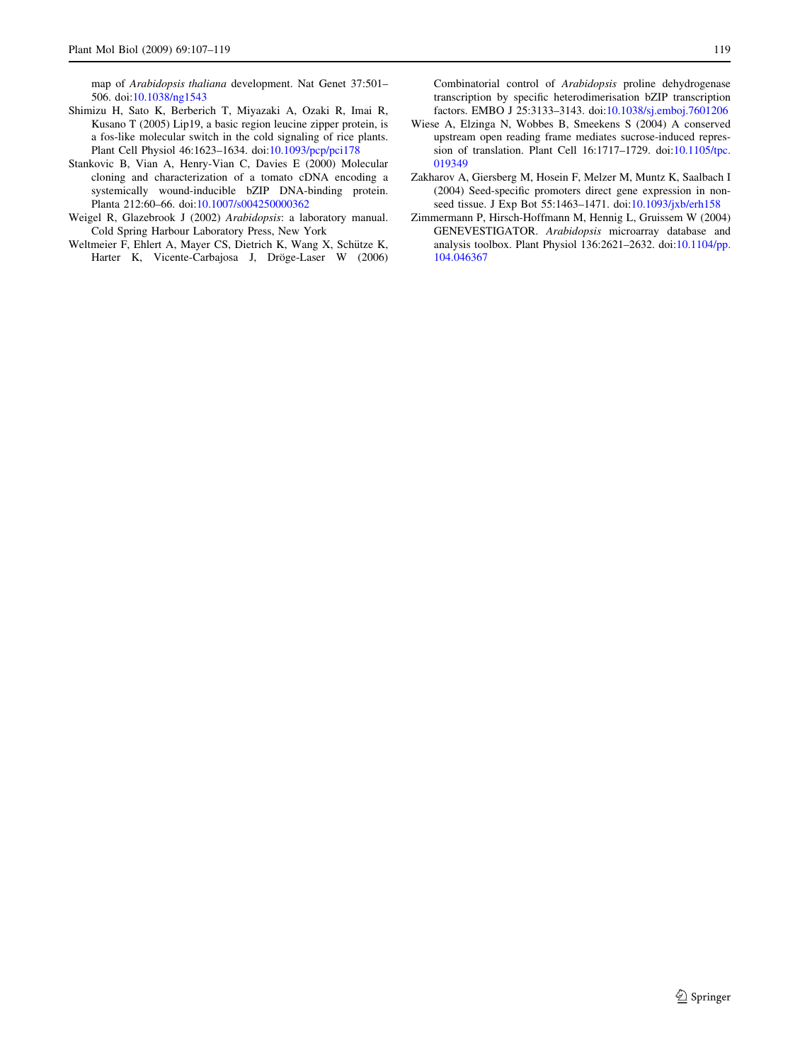map of *Arabidopsis thaliana* development. Nat Genet 37:501–506. doi:10.1038/ng1543

Shimizu H, Sato K, Berberich T, Miyazaki A, Ozaki R, Imai R, Kusano T (2005) Lip19, a basic region leucine zipper protein, is a fos-like molecular switch in the cold signaling of rice plants. Plant Cell Physiol 46:1623–1634. doi:10.1093/pcp/pci178

Stankovic B, Vian A, Henry-Vian C, Davies E (2000) Molecular cloning and characterization of a tomato cDNA encoding a systemically wound-inducible bZIP DNA-binding protein. Planta 212:60–66. doi:10.1007/s004250000362

Weigel R, Glazebrook J (2002) *Arabidopsis*: a laboratory manual. Cold Spring Harbour Laboratory Press, New York

Weltmeier F, Ehlert A, Mayer CS, Dietrich K, Wang X, Schütze K, Harter K, Vicente-Carbajosa J, Dröge-Laser W (2006) Combinatorial control of *Arabidopsis* proline dehydrogenase transcription by specific heterodimerisation bZIP transcription factors. EMBO J 25:3133–3143. doi:10.1038/sj.emboj.7601206

Wiese A, Elzinga N, Wobbes B, Smeekens S (2004) A conserved upstream open reading frame mediates sucrose-induced repression of translation. Plant Cell 16:1717–1729. doi:10.1105/tpc.019349

Zakharov A, Giersberg M, Hosein F, Melzer M, Muntz K, Saalbach I (2004) Seed-specific promoters direct gene expression in non-seed tissue. J Exp Bot 55:1463–1471. doi:10.1093/jxb/erh158

Zimmermann P, Hirsch-Hoffmann M, Hennig L, Gruissem W (2004) GENEVESTIGATOR. *Arabidopsis* microarray database and analysis toolbox. Plant Physiol 136:2621–2632. doi:10.1104/pp.104.046367